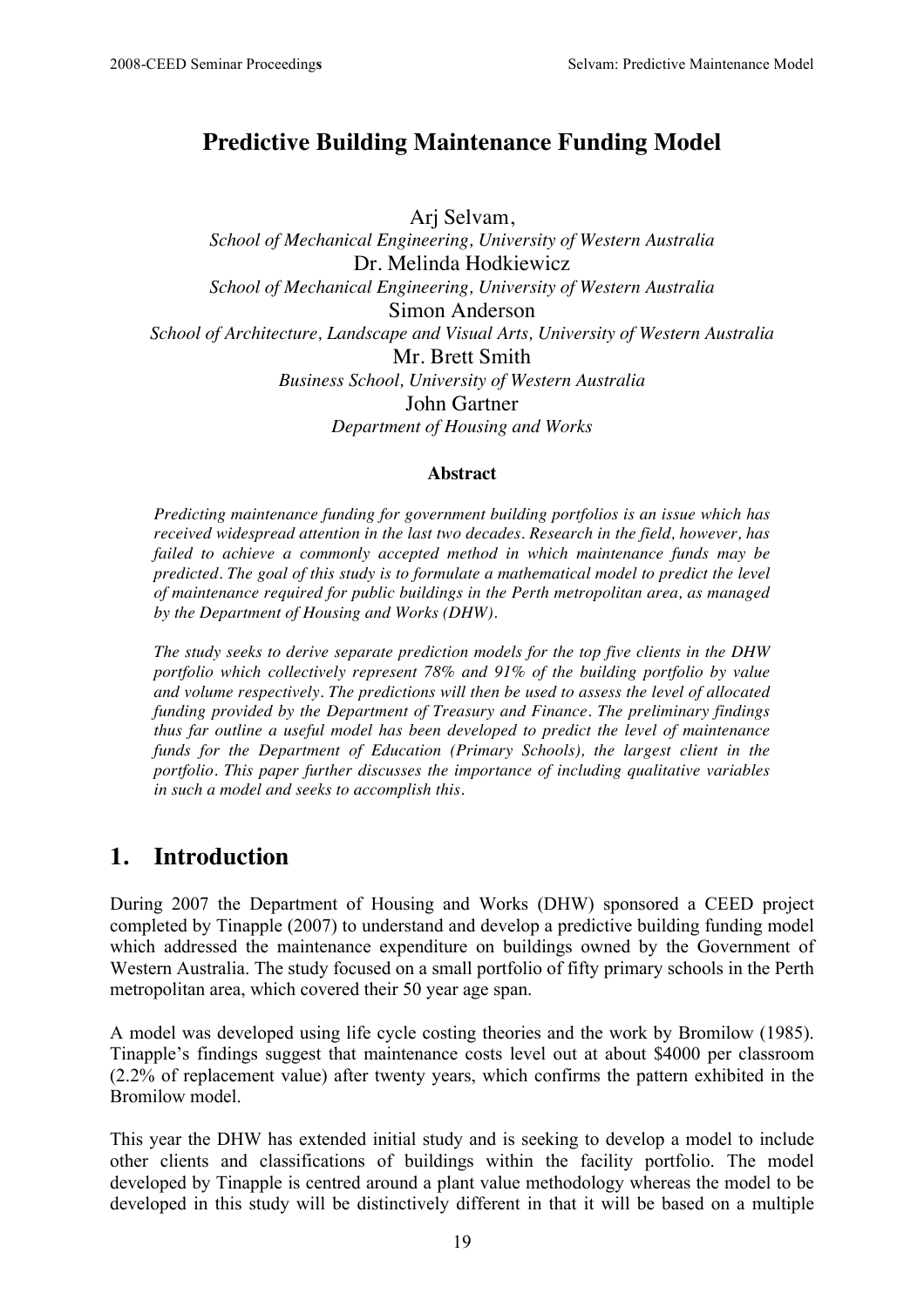# Predictive Building Maintenance Funding Model

Arj Selvam,
*School of Mechanical Engineering, University of Western Australia*
Dr. Melinda Hodkiewicz
*School of Mechanical Engineering, University of Western Australia*
Simon Anderson
*School of Architecture, Landscape and Visual Arts, University of Western Australia*
Mr. Brett Smith
*Business School, University of Western Australia*
John Gartner
*Department of Housing and Works*

**Abstract**

*Predicting maintenance funding for government building portfolios is an issue which has received widespread attention in the last two decades. Research in the field, however, has failed to achieve a commonly accepted method in which maintenance funds may be predicted. The goal of this study is to formulate a mathematical model to predict the level of maintenance required for public buildings in the Perth metropolitan area, as managed by the Department of Housing and Works (DHW).*

*The study seeks to derive separate prediction models for the top five clients in the DHW portfolio which collectively represent 78% and 91% of the building portfolio by value and volume respectively. The predictions will then be used to assess the level of allocated funding provided by the Department of Treasury and Finance. The preliminary findings thus far outline a useful model has been developed to predict the level of maintenance funds for the Department of Education (Primary Schools), the largest client in the portfolio. This paper further discusses the importance of including qualitative variables in such a model and seeks to accomplish this.*

## 1. Introduction

During 2007 the Department of Housing and Works (DHW) sponsored a CEED project completed by Tinapple (2007) to understand and develop a predictive building funding model which addressed the maintenance expenditure on buildings owned by the Government of Western Australia. The study focused on a small portfolio of fifty primary schools in the Perth metropolitan area, which covered their 50 year age span.

A model was developed using life cycle costing theories and the work by Bromilow (1985). Tinapple's findings suggest that maintenance costs level out at about $4000 per classroom (2.2% of replacement value) after twenty years, which confirms the pattern exhibited in the Bromilow model.

This year the DHW has extended initial study and is seeking to develop a model to include other clients and classifications of buildings within the facility portfolio. The model developed by Tinapple is centred around a plant value methodology whereas the model to be developed in this study will be distinctively different in that it will be based on a multiple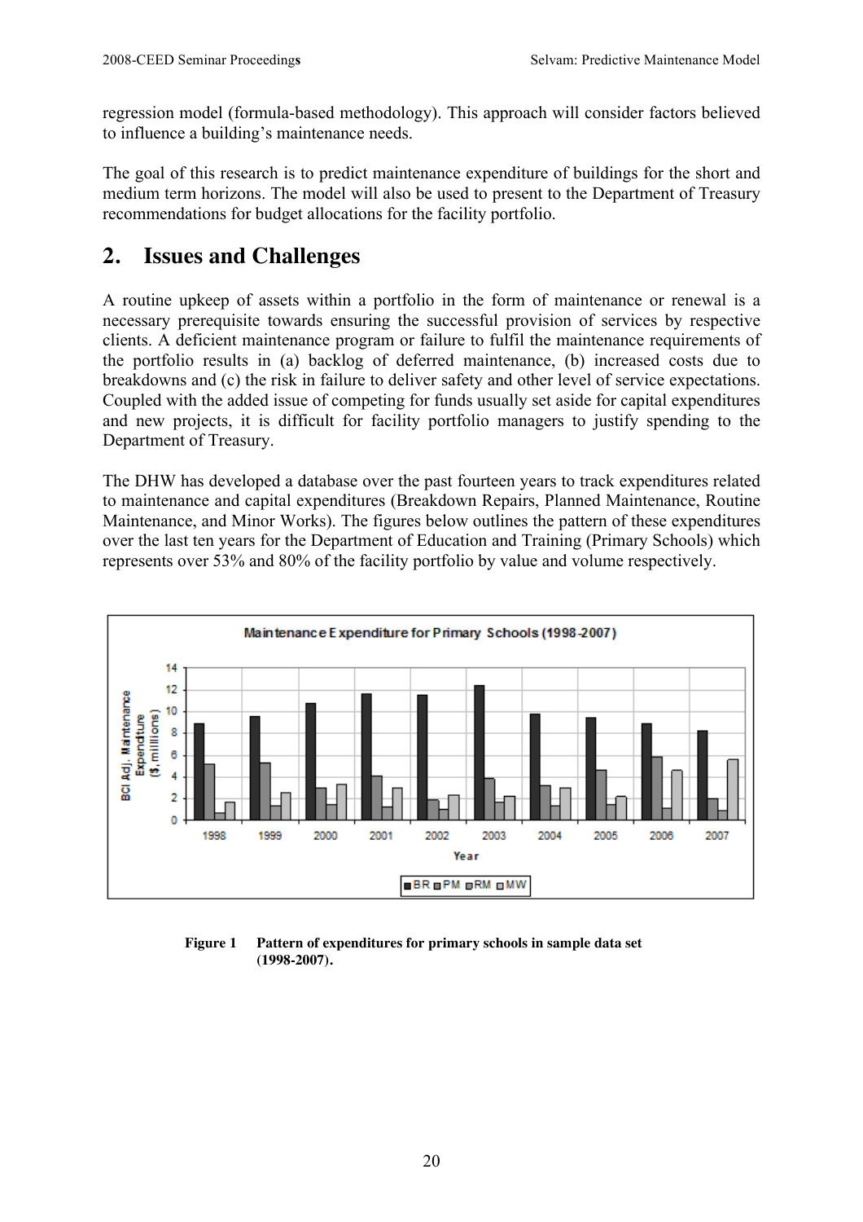regression model (formula-based methodology). This approach will consider factors believed to influence a building's maintenance needs.

The goal of this research is to predict maintenance expenditure of buildings for the short and medium term horizons. The model will also be used to present to the Department of Treasury recommendations for budget allocations for the facility portfolio.

## 2. Issues and Challenges

A routine upkeep of assets within a portfolio in the form of maintenance or renewal is a necessary prerequisite towards ensuring the successful provision of services by respective clients. A deficient maintenance program or failure to fulfil the maintenance requirements of the portfolio results in (a) backlog of deferred maintenance, (b) increased costs due to breakdowns and (c) the risk in failure to deliver safety and other level of service expectations. Coupled with the added issue of competing for funds usually set aside for capital expenditures and new projects, it is difficult for facility portfolio managers to justify spending to the Department of Treasury.

The DHW has developed a database over the past fourteen years to track expenditures related to maintenance and capital expenditures (Breakdown Repairs, Planned Maintenance, Routine Maintenance, and Minor Works). The figures below outlines the pattern of these expenditures over the last ten years for the Department of Education and Training (Primary Schools) which represents over 53% and 80% of the facility portfolio by value and volume respectively.

**Figure 1** **Pattern of expenditures for primary schools in sample data set (1998-2007).**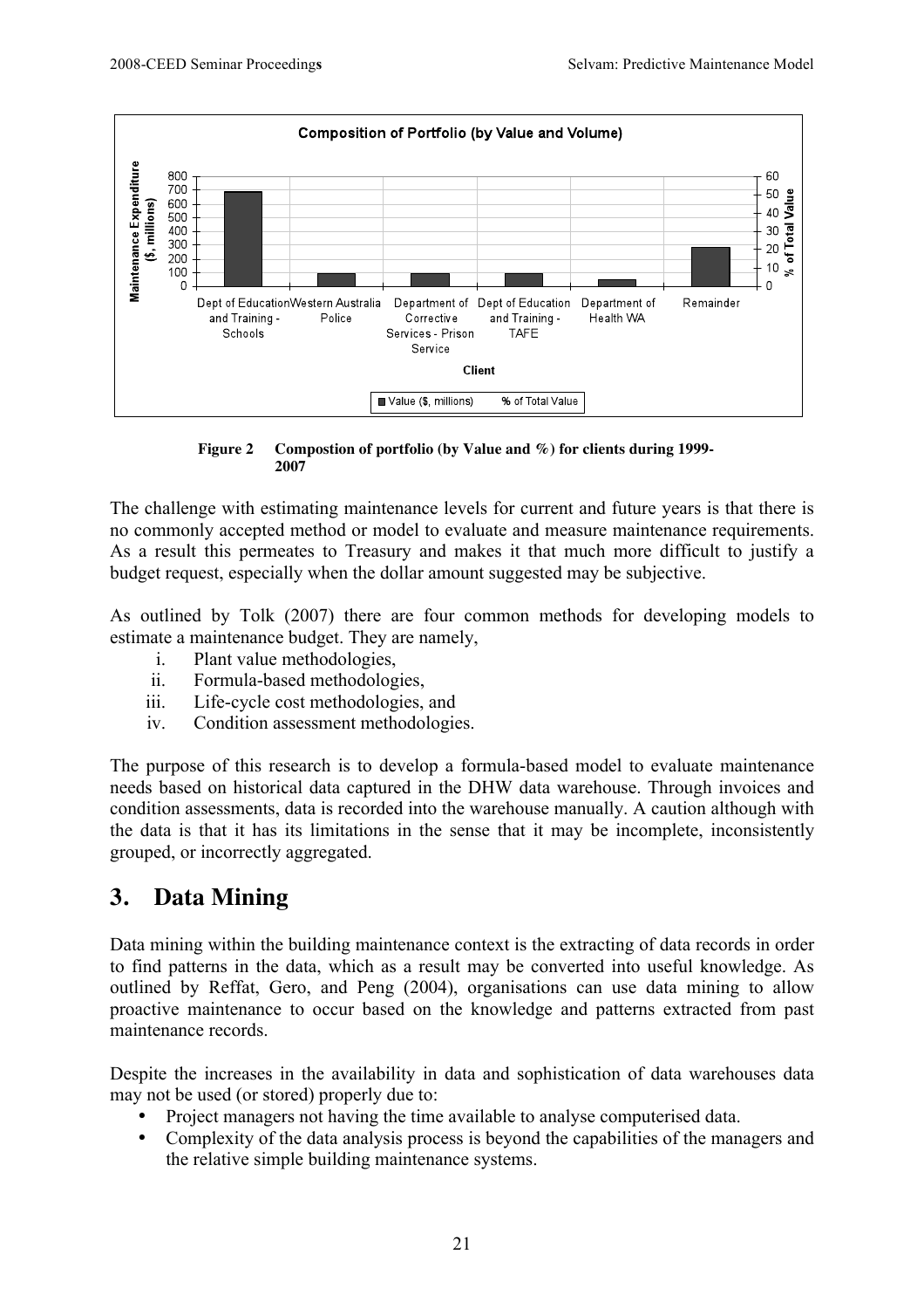**Figure 2 Compostion of portfolio (by Value and %) for clients during 1999-2007**

The challenge with estimating maintenance levels for current and future years is that there is no commonly accepted method or model to evaluate and measure maintenance requirements. As a result this permeates to Treasury and makes it that much more difficult to justify a budget request, especially when the dollar amount suggested may be subjective.

As outlined by Tolk (2007) there are four common methods for developing models to estimate a maintenance budget. They are namely,

i. Plant value methodologies,
ii. Formula-based methodologies,
iii. Life-cycle cost methodologies, and
iv. Condition assessment methodologies.

The purpose of this research is to develop a formula-based model to evaluate maintenance needs based on historical data captured in the DHW data warehouse. Through invoices and condition assessments, data is recorded into the warehouse manually. A caution although with the data is that it has its limitations in the sense that it may be incomplete, inconsistently grouped, or incorrectly aggregated.

# 3. Data Mining

Data mining within the building maintenance context is the extracting of data records in order to find patterns in the data, which as a result may be converted into useful knowledge. As outlined by Reffat, Gero, and Peng (2004), organisations can use data mining to allow proactive maintenance to occur based on the knowledge and patterns extracted from past maintenance records.

Despite the increases in the availability in data and sophistication of data warehouses data may not be used (or stored) properly due to:

- Project managers not having the time available to analyse computerised data.
- Complexity of the data analysis process is beyond the capabilities of the managers and the relative simple building maintenance systems.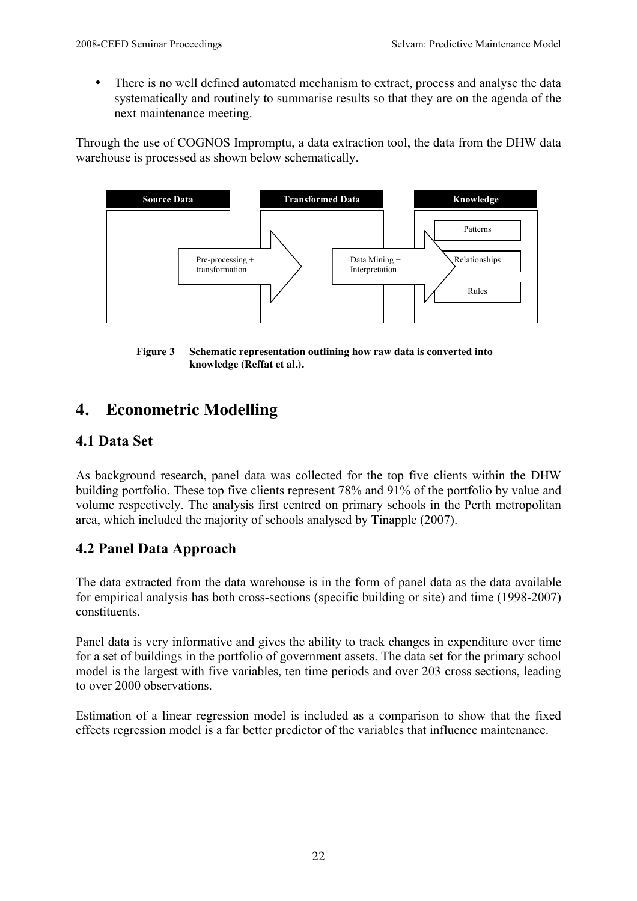- There is no well defined automated mechanism to extract, process and analyse the data systematically and routinely to summarise results so that they are on the agenda of the next maintenance meeting.

Through the use of COGNOS Impromptu, a data extraction tool, the data from the DHW data warehouse is processed as shown below schematically.

| Source Data | | Transformed Data | | Knowledge |
|---|---|---|---|---|
| | Pre-processing + transformation | | Data Mining + Interpretation | Patterns |
| | | | | Relationships |
| | | | | Rules |

**Figure 3 Schematic representation outlining how raw data is converted into knowledge (Reffat et al.).**

# 4. Econometric Modelling

## 4.1 Data Set

As background research, panel data was collected for the top five clients within the DHW building portfolio. These top five clients represent 78% and 91% of the portfolio by value and volume respectively. The analysis first centred on primary schools in the Perth metropolitan area, which included the majority of schools analysed by Tinapple (2007).

## 4.2 Panel Data Approach

The data extracted from the data warehouse is in the form of panel data as the data available for empirical analysis has both cross-sections (specific building or site) and time (1998-2007) constituents.

Panel data is very informative and gives the ability to track changes in expenditure over time for a set of buildings in the portfolio of government assets. The data set for the primary school model is the largest with five variables, ten time periods and over 203 cross sections, leading to over 2000 observations.

Estimation of a linear regression model is included as a comparison to show that the fixed effects regression model is a far better predictor of the variables that influence maintenance.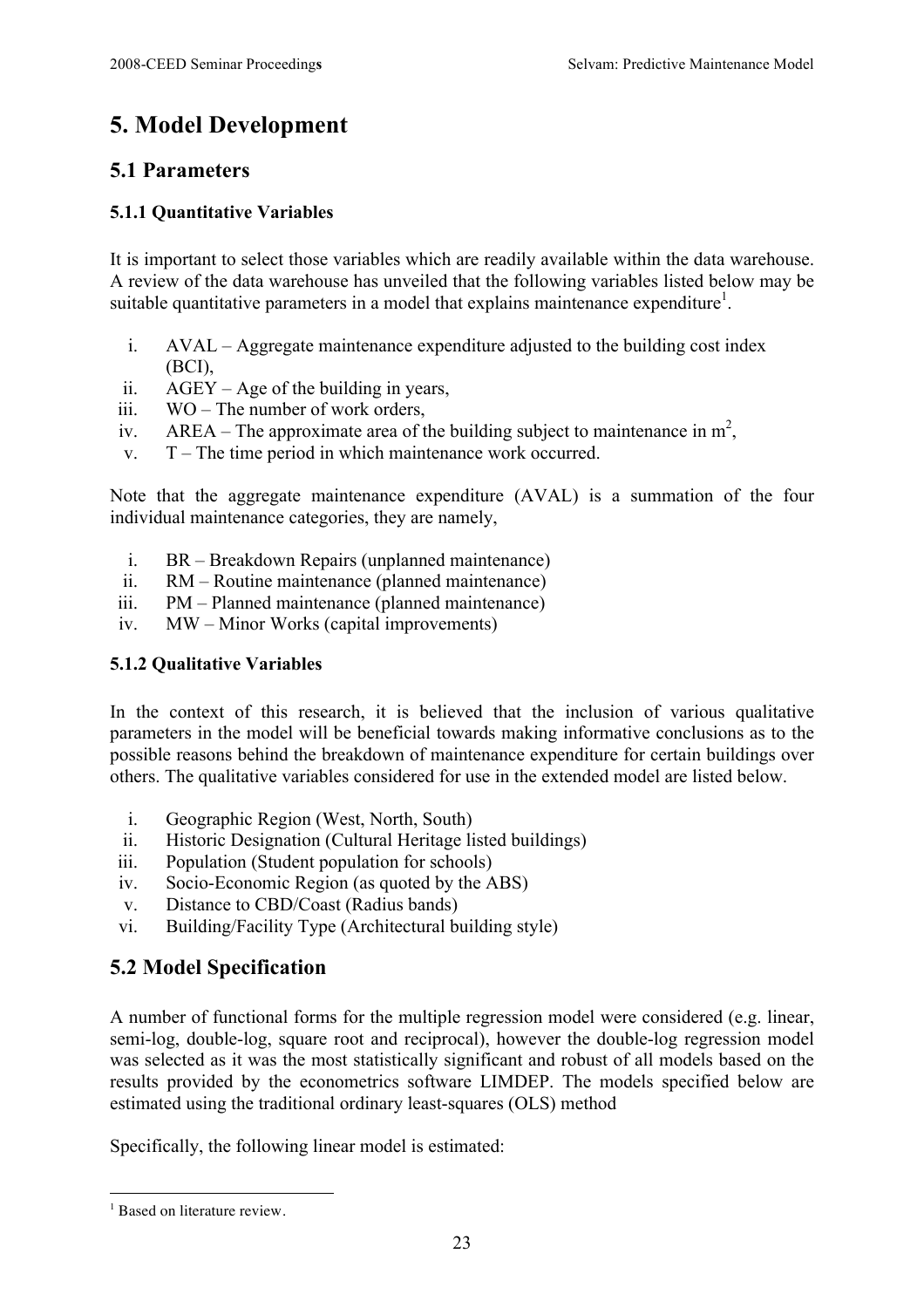# 5. Model Development

## 5.1 Parameters

### 5.1.1 Quantitative Variables

It is important to select those variables which are readily available within the data warehouse. A review of the data warehouse has unveiled that the following variables listed below may be suitable quantitative parameters in a model that explains maintenance expenditure[1].

i. AVAL – Aggregate maintenance expenditure adjusted to the building cost index (BCI),
ii. AGEY – Age of the building in years,
iii. WO – The number of work orders,
iv. AREA – The approximate area of the building subject to maintenance in $m^2$,
v. T – The time period in which maintenance work occurred.

Note that the aggregate maintenance expenditure (AVAL) is a summation of the four individual maintenance categories, they are namely,

i. BR – Breakdown Repairs (unplanned maintenance)
ii. RM – Routine maintenance (planned maintenance)
iii. PM – Planned maintenance (planned maintenance)
iv. MW – Minor Works (capital improvements)

### 5.1.2 Qualitative Variables

In the context of this research, it is believed that the inclusion of various qualitative parameters in the model will be beneficial towards making informative conclusions as to the possible reasons behind the breakdown of maintenance expenditure for certain buildings over others. The qualitative variables considered for use in the extended model are listed below.

i. Geographic Region (West, North, South)
ii. Historic Designation (Cultural Heritage listed buildings)
iii. Population (Student population for schools)
iv. Socio-Economic Region (as quoted by the ABS)
v. Distance to CBD/Coast (Radius bands)
vi. Building/Facility Type (Architectural building style)

## 5.2 Model Specification

A number of functional forms for the multiple regression model were considered (e.g. linear, semi-log, double-log, square root and reciprocal), however the double-log regression model was selected as it was the most statistically significant and robust of all models based on the results provided by the econometrics software LIMDEP. The models specified below are estimated using the traditional ordinary least-squares (OLS) method

Specifically, the following linear model is estimated:

[1] Based on literature review.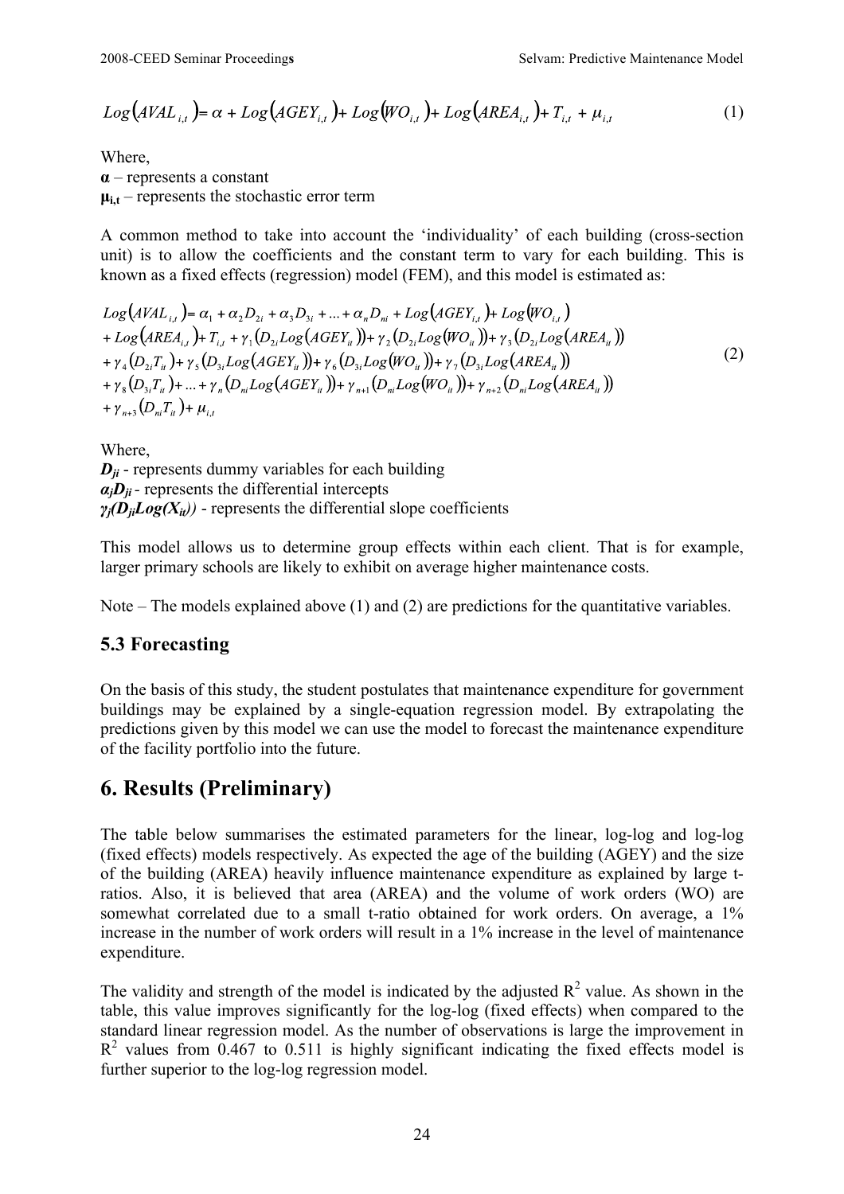$$Log\left(AVAL_{i,t}\right) = \alpha + Log\left(AGEY_{i,t}\right) + Log\left(WO_{i,t}\right) + Log\left(AREA_{i,t}\right) + T_{i,t} + \mu_{i,t} \tag{1}$$

Where,
**α** – represents a constant
**$\mu_{i,t}$** – represents the stochastic error term

A common method to take into account the 'individuality' of each building (cross-section unit) is to allow the coefficients and the constant term to vary for each building. This is known as a fixed effects (regression) model (FEM), and this model is estimated as:

$$\begin{aligned}
&Log\left(AVAL_{i,t}\right) = \alpha_1 + \alpha_2 D_{2i} + \alpha_3 D_{3i} + \ldots + \alpha_n D_{ni} + Log\left(AGEY_{i,t}\right) + Log\left(WO_{i,t}\right) \\
&+ Log\left(AREA_{i,t}\right) + T_{i,t} + \gamma_1\left(D_{2i} Log\left(AGEY_{it}\right)\right) + \gamma_2\left(D_{2i} Log\left(WO_{it}\right)\right) + \gamma_3\left(D_{2i} Log\left(AREA_{it}\right)\right) \\
&+ \gamma_4\left(D_{2i} T_{it}\right) + \gamma_5\left(D_{3i} Log\left(AGEY_{it}\right)\right) + \gamma_6\left(D_{3i} Log\left(WO_{it}\right)\right) + \gamma_7\left(D_{3i} Log\left(AREA_{it}\right)\right) \\
&+ \gamma_8\left(D_{3i} T_{it}\right) + \ldots + \gamma_n\left(D_{ni} Log\left(AGEY_{it}\right)\right) + \gamma_{n+1}\left(D_{ni} Log\left(WO_{it}\right)\right) + \gamma_{n+2}\left(D_{ni} Log\left(AREA_{it}\right)\right) \\
&+ \gamma_{n+3}\left(D_{ni} T_{it}\right) + \mu_{i,t}
\end{aligned} \tag{2}$$

Where,
***$D_{ji}$*** - represents dummy variables for each building
***$\alpha_j D_{ji}$*** - represents the differential intercepts
***$\gamma_j(D_{ji}Log(X_{it}))$*** - represents the differential slope coefficients

This model allows us to determine group effects within each client. That is for example, larger primary schools are likely to exhibit on average higher maintenance costs.

Note – The models explained above (1) and (2) are predictions for the quantitative variables.

### 5.3 Forecasting

On the basis of this study, the student postulates that maintenance expenditure for government buildings may be explained by a single-equation regression model. By extrapolating the predictions given by this model we can use the model to forecast the maintenance expenditure of the facility portfolio into the future.

## 6. Results (Preliminary)

The table below summarises the estimated parameters for the linear, log-log and log-log (fixed effects) models respectively. As expected the age of the building (AGEY) and the size of the building (AREA) heavily influence maintenance expenditure as explained by large t-ratios. Also, it is believed that area (AREA) and the volume of work orders (WO) are somewhat correlated due to a small t-ratio obtained for work orders. On average, a 1% increase in the number of work orders will result in a 1% increase in the level of maintenance expenditure.

The validity and strength of the model is indicated by the adjusted $R^2$ value. As shown in the table, this value improves significantly for the log-log (fixed effects) when compared to the standard linear regression model. As the number of observations is large the improvement in $R^2$ values from 0.467 to 0.511 is highly significant indicating the fixed effects model is further superior to the log-log regression model.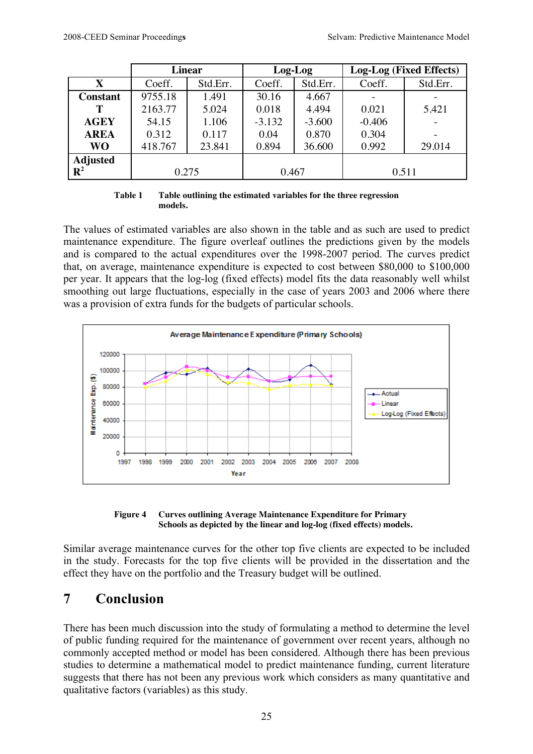| X | Linear | | Log-Log | | Log-Log (Fixed Effects) | |
|---|---|---|---|---|---|---|
| | Coeff. | Std.Err. | Coeff. | Std.Err. | Coeff. | Std.Err. |
| **Constant** | 9755.18 | 1.491 | 30.16 | 4.667 | - | - |
| **T** | 2163.77 | 5.024 | 0.018 | 4.494 | 0.021 | 5.421 |
| **AGEY** | 54.15 | 1.106 | -3.132 | -3.600 | -0.406 | - |
| **AREA** | 0.312 | 0.117 | 0.04 | 0.870 | 0.304 | - |
| **WO** | 418.767 | 23.841 | 0.894 | 36.600 | 0.992 | 29.014 |
| **Adjusted $R^2$** | 0.275 | | 0.467 | | 0.511 | |

**Table 1 Table outlining the estimated variables for the three regression models.**

The values of estimated variables are also shown in the table and as such are used to predict maintenance expenditure. The figure overleaf outlines the predictions given by the models and is compared to the actual expenditures over the 1998-2007 period. The curves predict that, on average, maintenance expenditure is expected to cost between $80,000 to $100,000 per year. It appears that the log-log (fixed effects) model fits the data reasonably well whilst smoothing out large fluctuations, especially in the case of years 2003 and 2006 where there was a provision of extra funds for the budgets of particular schools.

**Figure 4 Curves outlining Average Maintenance Expenditure for Primary Schools as depicted by the linear and log-log (fixed effects) models.**

Similar average maintenance curves for the other top five clients are expected to be included in the study. Forecasts for the top five clients will be provided in the dissertation and the effect they have on the portfolio and the Treasury budget will be outlined.

# 7 Conclusion

There has been much discussion into the study of formulating a method to determine the level of public funding required for the maintenance of government over recent years, although no commonly accepted method or model has been considered. Although there has been previous studies to determine a mathematical model to predict maintenance funding, current literature suggests that there has not been any previous work which considers as many quantitative and qualitative factors (variables) as this study.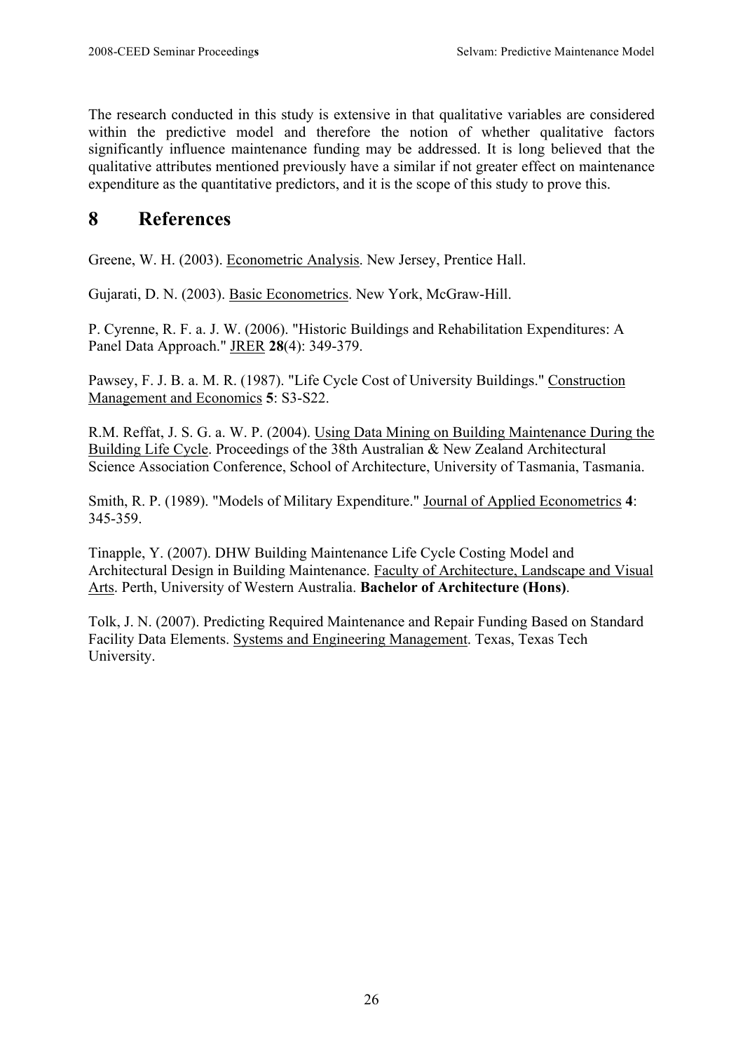The research conducted in this study is extensive in that qualitative variables are considered within the predictive model and therefore the notion of whether qualitative factors significantly influence maintenance funding may be addressed. It is long believed that the qualitative attributes mentioned previously have a similar if not greater effect on maintenance expenditure as the quantitative predictors, and it is the scope of this study to prove this.

# 8 References

Greene, W. H. (2003). Econometric Analysis. New Jersey, Prentice Hall.

Gujarati, D. N. (2003). Basic Econometrics. New York, McGraw-Hill.

P. Cyrenne, R. F. a. J. W. (2006). "Historic Buildings and Rehabilitation Expenditures: A Panel Data Approach." JRER **28**(4): 349-379.

Pawsey, F. J. B. a. M. R. (1987). "Life Cycle Cost of University Buildings." Construction Management and Economics **5**: S3-S22.

R.M. Reffat, J. S. G. a. W. P. (2004). Using Data Mining on Building Maintenance During the Building Life Cycle. Proceedings of the 38th Australian & New Zealand Architectural Science Association Conference, School of Architecture, University of Tasmania, Tasmania.

Smith, R. P. (1989). "Models of Military Expenditure." Journal of Applied Econometrics **4**: 345-359.

Tinapple, Y. (2007). DHW Building Maintenance Life Cycle Costing Model and Architectural Design in Building Maintenance. Faculty of Architecture, Landscape and Visual Arts. Perth, University of Western Australia. **Bachelor of Architecture (Hons)**.

Tolk, J. N. (2007). Predicting Required Maintenance and Repair Funding Based on Standard Facility Data Elements. Systems and Engineering Management. Texas, Texas Tech University.